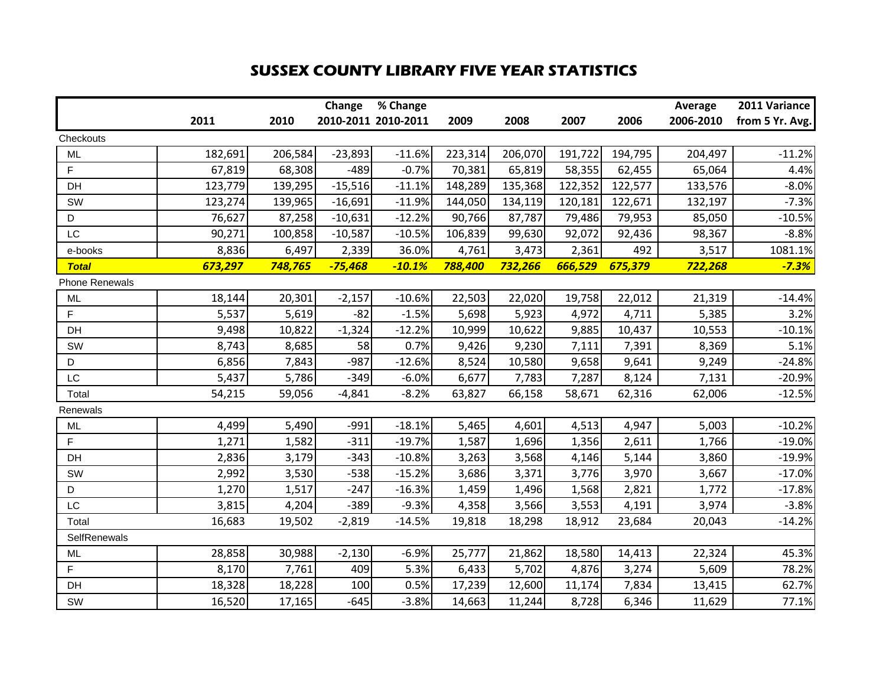# SUSSEX COUNTY LIBRARY FIVE YEAR STATISTICS

| | 2011 | 2010 | Change 2010-2011 | % Change 2010-2011 | 2009 | 2008 | 2007 | 2006 | Average 2006-2010 | 2011 Variance from 5 Yr. Avg. |
|---|---|---|---|---|---|---|---|---|---|---|
| Checkouts | | | | | | | | | | |
| ML | 182,691 | 206,584 | -23,893 | -11.6% | 223,314 | 206,070 | 191,722 | 194,795 | 204,497 | -11.2% |
| F | 67,819 | 68,308 | -489 | -0.7% | 70,381 | 65,819 | 58,355 | 62,455 | 65,064 | 4.4% |
| DH | 123,779 | 139,295 | -15,516 | -11.1% | 148,289 | 135,368 | 122,352 | 122,577 | 133,576 | -8.0% |
| SW | 123,274 | 139,965 | -16,691 | -11.9% | 144,050 | 134,119 | 120,181 | 122,671 | 132,197 | -7.3% |
| D | 76,627 | 87,258 | -10,631 | -12.2% | 90,766 | 87,787 | 79,486 | 79,953 | 85,050 | -10.5% |
| LC | 90,271 | 100,858 | -10,587 | -10.5% | 106,839 | 99,630 | 92,072 | 92,436 | 98,367 | -8.8% |
| e-books | 8,836 | 6,497 | 2,339 | 36.0% | 4,761 | 3,473 | 2,361 | 492 | 3,517 | 1081.1% |
| ***Total*** | ***673,297*** | ***748,765*** | ***-75,468*** | ***-10.1%*** | ***788,400*** | ***732,266*** | ***666,529*** | ***675,379*** | ***722,268*** | ***-7.3%*** |
| Phone Renewals | | | | | | | | | | |
| ML | 18,144 | 20,301 | -2,157 | -10.6% | 22,503 | 22,020 | 19,758 | 22,012 | 21,319 | -14.4% |
| F | 5,537 | 5,619 | -82 | -1.5% | 5,698 | 5,923 | 4,972 | 4,711 | 5,385 | 3.2% |
| DH | 9,498 | 10,822 | -1,324 | -12.2% | 10,999 | 10,622 | 9,885 | 10,437 | 10,553 | -10.1% |
| SW | 8,743 | 8,685 | 58 | 0.7% | 9,426 | 9,230 | 7,111 | 7,391 | 8,369 | 5.1% |
| D | 6,856 | 7,843 | -987 | -12.6% | 8,524 | 10,580 | 9,658 | 9,641 | 9,249 | -24.8% |
| LC | 5,437 | 5,786 | -349 | -6.0% | 6,677 | 7,783 | 7,287 | 8,124 | 7,131 | -20.9% |
| Total | 54,215 | 59,056 | -4,841 | -8.2% | 63,827 | 66,158 | 58,671 | 62,316 | 62,006 | -12.5% |
| Renewals | | | | | | | | | | |
| ML | 4,499 | 5,490 | -991 | -18.1% | 5,465 | 4,601 | 4,513 | 4,947 | 5,003 | -10.2% |
| F | 1,271 | 1,582 | -311 | -19.7% | 1,587 | 1,696 | 1,356 | 2,611 | 1,766 | -19.0% |
| DH | 2,836 | 3,179 | -343 | -10.8% | 3,263 | 3,568 | 4,146 | 5,144 | 3,860 | -19.9% |
| SW | 2,992 | 3,530 | -538 | -15.2% | 3,686 | 3,371 | 3,776 | 3,970 | 3,667 | -17.0% |
| D | 1,270 | 1,517 | -247 | -16.3% | 1,459 | 1,496 | 1,568 | 2,821 | 1,772 | -17.8% |
| LC | 3,815 | 4,204 | -389 | -9.3% | 4,358 | 3,566 | 3,553 | 4,191 | 3,974 | -3.8% |
| Total | 16,683 | 19,502 | -2,819 | -14.5% | 19,818 | 18,298 | 18,912 | 23,684 | 20,043 | -14.2% |
| SelfRenewals | | | | | | | | | | |
| ML | 28,858 | 30,988 | -2,130 | -6.9% | 25,777 | 21,862 | 18,580 | 14,413 | 22,324 | 45.3% |
| F | 8,170 | 7,761 | 409 | 5.3% | 6,433 | 5,702 | 4,876 | 3,274 | 5,609 | 78.2% |
| DH | 18,328 | 18,228 | 100 | 0.5% | 17,239 | 12,600 | 11,174 | 7,834 | 13,415 | 62.7% |
| SW | 16,520 | 17,165 | -645 | -3.8% | 14,663 | 11,244 | 8,728 | 6,346 | 11,629 | 77.1% |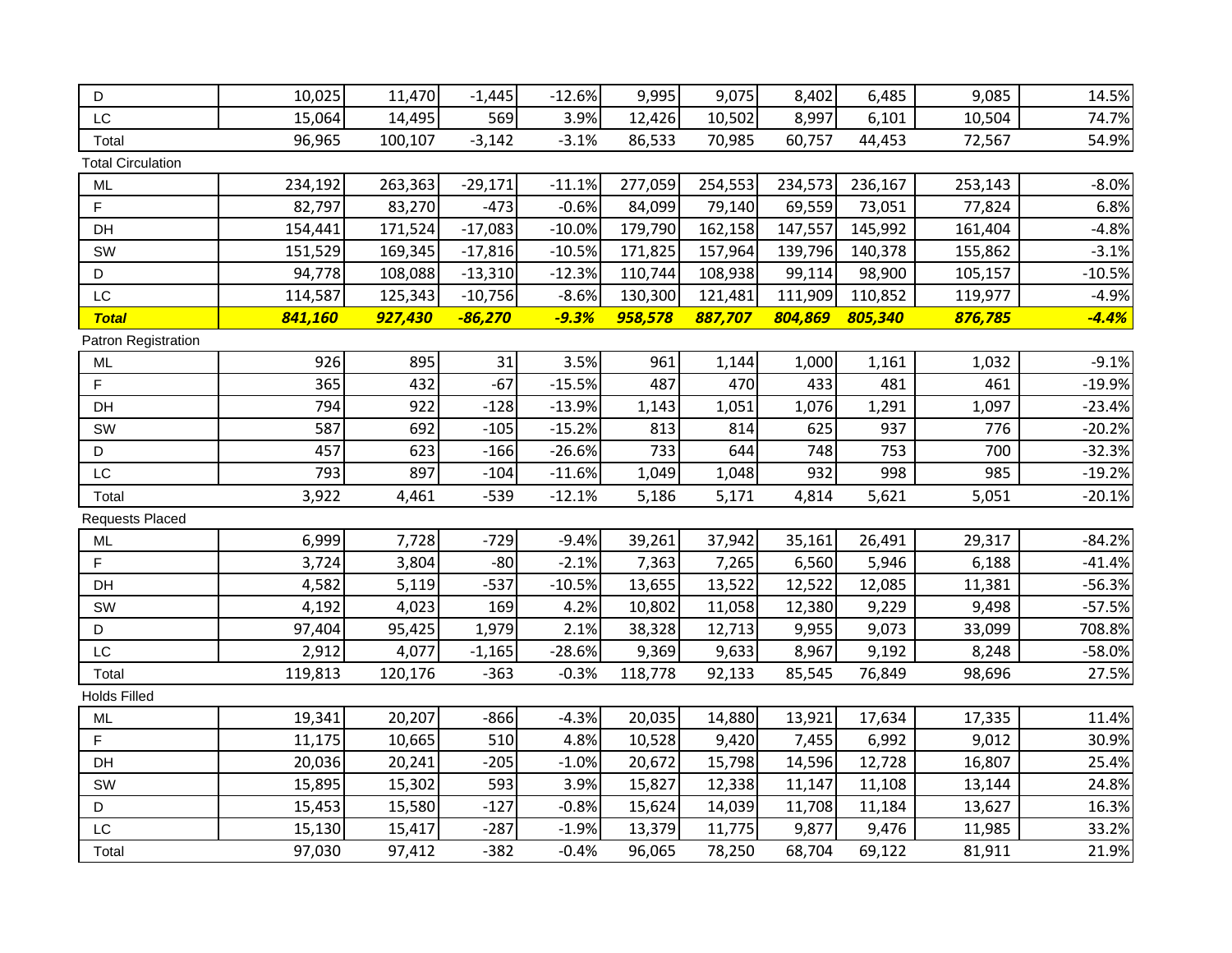| | | | | | | | | | | |
|---|---|---|---|---|---|---|---|---|---|---|
| D | 10,025 | 11,470 | -1,445 | -12.6% | 9,995 | 9,075 | 8,402 | 6,485 | 9,085 | 14.5% |
| LC | 15,064 | 14,495 | 569 | 3.9% | 12,426 | 10,502 | 8,997 | 6,101 | 10,504 | 74.7% |
| Total | 96,965 | 100,107 | -3,142 | -3.1% | 86,533 | 70,985 | 60,757 | 44,453 | 72,567 | 54.9% |
| Total Circulation | | | | | | | | | | |
| ML | 234,192 | 263,363 | -29,171 | -11.1% | 277,059 | 254,553 | 234,573 | 236,167 | 253,143 | -8.0% |
| F | 82,797 | 83,270 | -473 | -0.6% | 84,099 | 79,140 | 69,559 | 73,051 | 77,824 | 6.8% |
| DH | 154,441 | 171,524 | -17,083 | -10.0% | 179,790 | 162,158 | 147,557 | 145,992 | 161,404 | -4.8% |
| SW | 151,529 | 169,345 | -17,816 | -10.5% | 171,825 | 157,964 | 139,796 | 140,378 | 155,862 | -3.1% |
| D | 94,778 | 108,088 | -13,310 | -12.3% | 110,744 | 108,938 | 99,114 | 98,900 | 105,157 | -10.5% |
| LC | 114,587 | 125,343 | -10,756 | -8.6% | 130,300 | 121,481 | 111,909 | 110,852 | 119,977 | -4.9% |
| ***Total*** | ***841,160*** | ***927,430*** | ***-86,270*** | ***-9.3%*** | ***958,578*** | ***887,707*** | ***804,869*** | ***805,340*** | ***876,785*** | ***-4.4%*** |
| Patron Registration | | | | | | | | | | |
| ML | 926 | 895 | 31 | 3.5% | 961 | 1,144 | 1,000 | 1,161 | 1,032 | -9.1% |
| F | 365 | 432 | -67 | -15.5% | 487 | 470 | 433 | 481 | 461 | -19.9% |
| DH | 794 | 922 | -128 | -13.9% | 1,143 | 1,051 | 1,076 | 1,291 | 1,097 | -23.4% |
| SW | 587 | 692 | -105 | -15.2% | 813 | 814 | 625 | 937 | 776 | -20.2% |
| D | 457 | 623 | -166 | -26.6% | 733 | 644 | 748 | 753 | 700 | -32.3% |
| LC | 793 | 897 | -104 | -11.6% | 1,049 | 1,048 | 932 | 998 | 985 | -19.2% |
| Total | 3,922 | 4,461 | -539 | -12.1% | 5,186 | 5,171 | 4,814 | 5,621 | 5,051 | -20.1% |
| Requests Placed | | | | | | | | | | |
| ML | 6,999 | 7,728 | -729 | -9.4% | 39,261 | 37,942 | 35,161 | 26,491 | 29,317 | -84.2% |
| F | 3,724 | 3,804 | -80 | -2.1% | 7,363 | 7,265 | 6,560 | 5,946 | 6,188 | -41.4% |
| DH | 4,582 | 5,119 | -537 | -10.5% | 13,655 | 13,522 | 12,522 | 12,085 | 11,381 | -56.3% |
| SW | 4,192 | 4,023 | 169 | 4.2% | 10,802 | 11,058 | 12,380 | 9,229 | 9,498 | -57.5% |
| D | 97,404 | 95,425 | 1,979 | 2.1% | 38,328 | 12,713 | 9,955 | 9,073 | 33,099 | 708.8% |
| LC | 2,912 | 4,077 | -1,165 | -28.6% | 9,369 | 9,633 | 8,967 | 9,192 | 8,248 | -58.0% |
| Total | 119,813 | 120,176 | -363 | -0.3% | 118,778 | 92,133 | 85,545 | 76,849 | 98,696 | 27.5% |
| Holds Filled | | | | | | | | | | |
| ML | 19,341 | 20,207 | -866 | -4.3% | 20,035 | 14,880 | 13,921 | 17,634 | 17,335 | 11.4% |
| F | 11,175 | 10,665 | 510 | 4.8% | 10,528 | 9,420 | 7,455 | 6,992 | 9,012 | 30.9% |
| DH | 20,036 | 20,241 | -205 | -1.0% | 20,672 | 15,798 | 14,596 | 12,728 | 16,807 | 25.4% |
| SW | 15,895 | 15,302 | 593 | 3.9% | 15,827 | 12,338 | 11,147 | 11,108 | 13,144 | 24.8% |
| D | 15,453 | 15,580 | -127 | -0.8% | 15,624 | 14,039 | 11,708 | 11,184 | 13,627 | 16.3% |
| LC | 15,130 | 15,417 | -287 | -1.9% | 13,379 | 11,775 | 9,877 | 9,476 | 11,985 | 33.2% |
| Total | 97,030 | 97,412 | -382 | -0.4% | 96,065 | 78,250 | 68,704 | 69,122 | 81,911 | 21.9% |